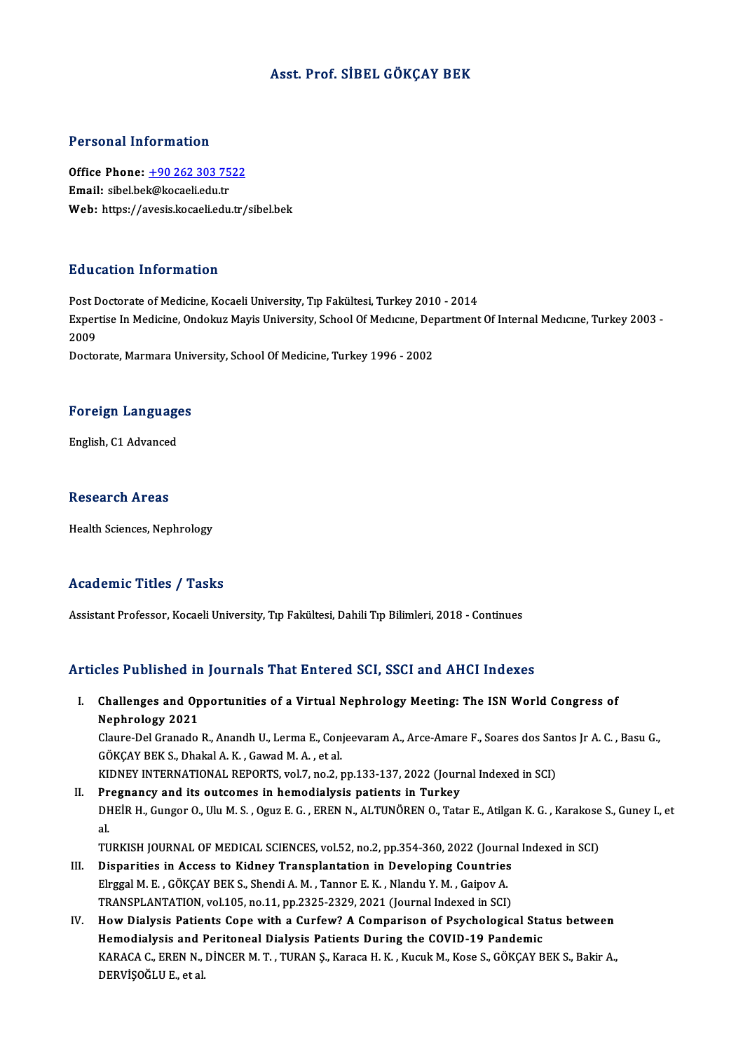# Asst. Prof. SİBEL GÖKÇAY BEK

## Personal Information

**Office Phone:** +90 262 303 7522
**Email:** sibel.bek@kocaeli.edu.tr
**Web:** https://avesis.kocaeli.edu.tr/sibel.bek

## Education Information

Post Doctorate of Medicine, Kocaeli University, Tıp Fakültesi, Turkey 2010 - 2014
Expertise In Medicine, Ondokuz Mayis University, School Of Medıcıne, Department Of Internal Medıcıne, Turkey 2003 - 2009
Doctorate, Marmara University, School Of Medicine, Turkey 1996 - 2002

## Foreign Languages

English, C1 Advanced

## Research Areas

Health Sciences, Nephrology

## Academic Titles / Tasks

Assistant Professor, Kocaeli University, Tıp Fakültesi, Dahili Tıp Bilimleri, 2018 - Continues

## Articles Published in Journals That Entered SCI, SSCI and AHCI Indexes

I. **Challenges and Opportunities of a Virtual Nephrology Meeting: The ISN World Congress of Nephrology 2021**
Claure-Del Granado R., Anandh U., Lerma E., Conjeevaram A., Arce-Amare F., Soares dos Santos Jr A. C. , Basu G., GÖKÇAY BEK S., Dhakal A. K. , Gawad M. A. , et al.
KIDNEY INTERNATIONAL REPORTS, vol.7, no.2, pp.133-137, 2022 (Journal Indexed in SCI)

II. **Pregnancy and its outcomes in hemodialysis patients in Turkey**
DHEİR H., Gungor O., Ulu M. S. , Oguz E. G. , EREN N., ALTUNÖREN O., Tatar E., Atilgan K. G. , Karakose S., Guney I., et al.
TURKISH JOURNAL OF MEDICAL SCIENCES, vol.52, no.2, pp.354-360, 2022 (Journal Indexed in SCI)

III. **Disparities in Access to Kidney Transplantation in Developing Countries**
Elrggal M. E. , GÖKÇAY BEK S., Shendi A. M. , Tannor E. K. , Nlandu Y. M. , Gaipov A.
TRANSPLANTATION, vol.105, no.11, pp.2325-2329, 2021 (Journal Indexed in SCI)

IV. **How Dialysis Patients Cope with a Curfew? A Comparison of Psychological Status between Hemodialysis and Peritoneal Dialysis Patients During the COVID-19 Pandemic**
KARACA C., EREN N., DİNCER M. T. , TURAN Ş., Karaca H. K. , Kucuk M., Kose S., GÖKÇAY BEK S., Bakir A., DERVİŞOĞLU E., et al.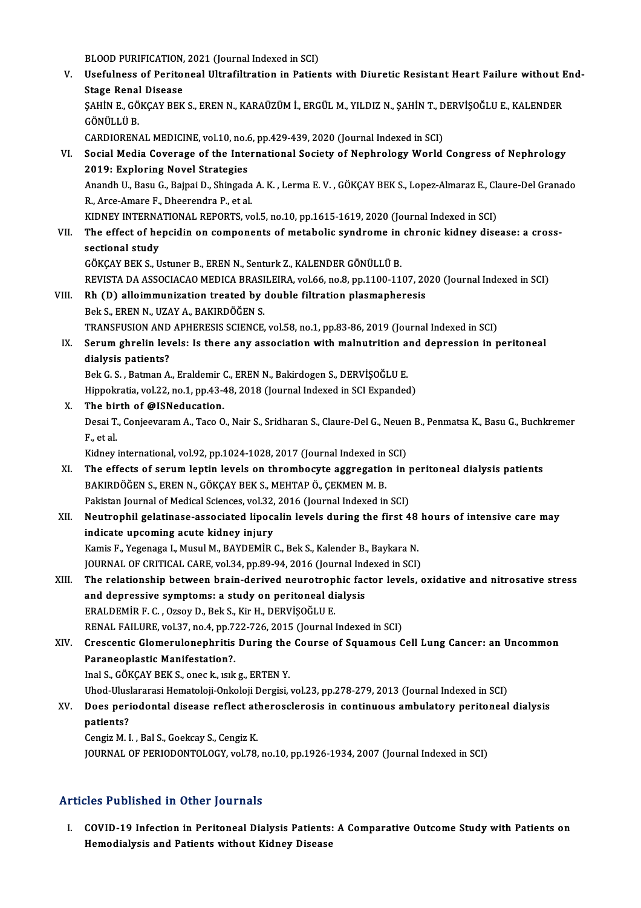BLOOD PURIFICATION, 2021 (Journal Indexed in SCI)

V. **Usefulness of Peritoneal Ultrafiltration in Patients with Diuretic Resistant Heart Failure without End-Stage Renal Disease**
ŞAHİN E., GÖKÇAY BEK S., EREN N., KARAÜZÜM İ., ERGÜL M., YILDIZ N., ŞAHİN T., DERVİŞOĞLU E., KALENDER GÖNÜLLÜ B.
CARDIORENAL MEDICINE, vol.10, no.6, pp.429-439, 2020 (Journal Indexed in SCI)

VI. **Social Media Coverage of the International Society of Nephrology World Congress of Nephrology 2019: Exploring Novel Strategies**
Anandh U., Basu G., Bajpai D., Shingada A. K. , Lerma E. V. , GÖKÇAY BEK S., Lopez-Almaraz E., Claure-Del Granado R., Arce-Amare F., Dheerendra P., et al.
KIDNEY INTERNATIONAL REPORTS, vol.5, no.10, pp.1615-1619, 2020 (Journal Indexed in SCI)

VII. **The effect of hepcidin on components of metabolic syndrome in chronic kidney disease: a cross-sectional study**
GÖKÇAY BEK S., Ustuner B., EREN N., Senturk Z., KALENDER GÖNÜLLÜ B.
REVISTA DA ASSOCIACAO MEDICA BRASILEIRA, vol.66, no.8, pp.1100-1107, 2020 (Journal Indexed in SCI)

VIII. **Rh (D) alloimmunization treated by double filtration plasmapheresis**
Bek S., EREN N., UZAY A., BAKIRDÖĞEN S.
TRANSFUSION AND APHERESIS SCIENCE, vol.58, no.1, pp.83-86, 2019 (Journal Indexed in SCI)

IX. **Serum ghrelin levels: Is there any association with malnutrition and depression in peritoneal dialysis patients?**
Bek G. S. , Batman A., Eraldemir C., EREN N., Bakirdogen S., DERVİŞOĞLU E.
Hippokratia, vol.22, no.1, pp.43-48, 2018 (Journal Indexed in SCI Expanded)

X. **The birth of @ISNeducation.**
Desai T., Conjeevaram A., Taco O., Nair S., Sridharan S., Claure-Del G., Neuen B., Penmatsa K., Basu G., Buchkremer F., et al.
Kidney international, vol.92, pp.1024-1028, 2017 (Journal Indexed in SCI)

XI. **The effects of serum leptin levels on thrombocyte aggregation in peritoneal dialysis patients**
BAKIRDÖĞEN S., EREN N., GÖKÇAY BEK S., MEHTAP Ö., ÇEKMEN M. B.
Pakistan Journal of Medical Sciences, vol.32, 2016 (Journal Indexed in SCI)

XII. **Neutrophil gelatinase-associated lipocalin levels during the first 48 hours of intensive care may indicate upcoming acute kidney injury**
Kamis F., Yegenaga I., Musul M., BAYDEMİR C., Bek S., Kalender B., Baykara N.
JOURNAL OF CRITICAL CARE, vol.34, pp.89-94, 2016 (Journal Indexed in SCI)

XIII. **The relationship between brain-derived neurotrophic factor levels, oxidative and nitrosative stress and depressive symptoms: a study on peritoneal dialysis**
ERALDEMİR F. C. , Ozsoy D., Bek S., Kir H., DERVİŞOĞLU E.
RENAL FAILURE, vol.37, no.4, pp.722-726, 2015 (Journal Indexed in SCI)

XIV. **Crescentic Glomerulonephritis During the Course of Squamous Cell Lung Cancer: an Uncommon Paraneoplastic Manifestation?.**
Inal S., GÖKÇAY BEK S., onec k., ısık g., ERTEN Y.
Uhod-Uluslararasi Hematoloji-Onkoloji Dergisi, vol.23, pp.278-279, 2013 (Journal Indexed in SCI)

XV. **Does periodontal disease reflect atherosclerosis in continuous ambulatory peritoneal dialysis patients?**
Cengiz M. I. , Bal S., Goekcay S., Cengiz K.
JOURNAL OF PERIODONTOLOGY, vol.78, no.10, pp.1926-1934, 2007 (Journal Indexed in SCI)

## Articles Published in Other Journals

I. **COVID-19 Infection in Peritoneal Dialysis Patients: A Comparative Outcome Study with Patients on Hemodialysis and Patients without Kidney Disease**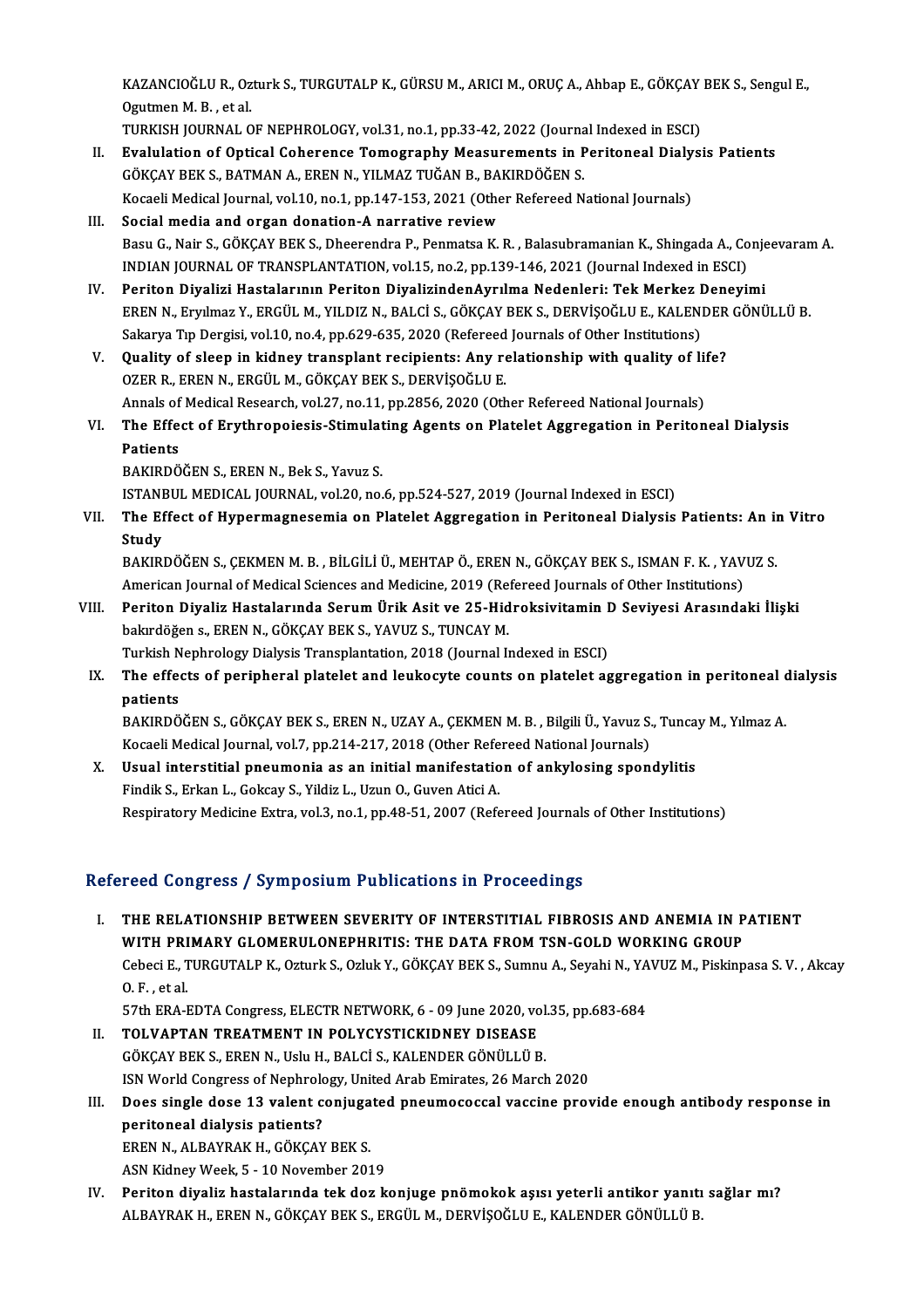KAZANCIOĞLU R., Ozturk S., TURGUTALP K., GÜRSU M., ARICI M., ORUÇ A., Ahbap E., GÖKÇAY BEK S., Sengul E., Ogutmen M. B. , et al.
TURKISH JOURNAL OF NEPHROLOGY, vol.31, no.1, pp.33-42, 2022 (Journal Indexed in ESCI)

II. **Evalulation of Optical Coherence Tomography Measurements in Peritoneal Dialysis Patients**
GÖKÇAY BEK S., BATMAN A., EREN N., YILMAZ TUĞAN B., BAKIRDÖĞEN S.
Kocaeli Medical Journal, vol.10, no.1, pp.147-153, 2021 (Other Refereed National Journals)

III. **Social media and organ donation-A narrative review**
Basu G., Nair S., GÖKÇAY BEK S., Dheerendra P., Penmatsa K. R. , Balasubramanian K., Shingada A., Conjeevaram A.
INDIAN JOURNAL OF TRANSPLANTATION, vol.15, no.2, pp.139-146, 2021 (Journal Indexed in ESCI)

IV. **Periton Diyalizi Hastalarının Periton DiyalizindenAyrılma Nedenleri: Tek Merkez Deneyimi**
EREN N., Eryılmaz Y., ERGÜL M., YILDIZ N., BALCİ S., GÖKÇAY BEK S., DERVİŞOĞLU E., KALENDER GÖNÜLLÜ B.
Sakarya Tıp Dergisi, vol.10, no.4, pp.629-635, 2020 (Refereed Journals of Other Institutions)

V. **Quality of sleep in kidney transplant recipients: Any relationship with quality of life?**
OZER R., EREN N., ERGÜL M., GÖKÇAY BEK S., DERVİŞOĞLU E.
Annals of Medical Research, vol.27, no.11, pp.2856, 2020 (Other Refereed National Journals)

VI. **The Effect of Erythropoiesis-Stimulating Agents on Platelet Aggregation in Peritoneal Dialysis Patients**
BAKIRDÖĞEN S., EREN N., Bek S., Yavuz S.
ISTANBUL MEDICAL JOURNAL, vol.20, no.6, pp.524-527, 2019 (Journal Indexed in ESCI)

VII. **The Effect of Hypermagnesemia on Platelet Aggregation in Peritoneal Dialysis Patients: An in Vitro Study**
BAKIRDÖĞEN S., ÇEKMEN M. B. , BİLGİLİ Ü., MEHTAP Ö., EREN N., GÖKÇAY BEK S., ISMAN F. K. , YAVUZ S.
American Journal of Medical Sciences and Medicine, 2019 (Refereed Journals of Other Institutions)

VIII. **Periton Diyaliz Hastalarında Serum Ürik Asit ve 25-Hidroksivitamin D Seviyesi Arasındaki İlişki**
bakırdöğen s., EREN N., GÖKÇAY BEK S., YAVUZ S., TUNCAY M.
Turkish Nephrology Dialysis Transplantation, 2018 (Journal Indexed in ESCI)

IX. **The effects of peripheral platelet and leukocyte counts on platelet aggregation in peritoneal dialysis patients**
BAKIRDÖĞEN S., GÖKÇAY BEK S., EREN N., UZAY A., ÇEKMEN M. B. , Bilgili Ü., Yavuz S., Tuncay M., Yılmaz A.
Kocaeli Medical Journal, vol.7, pp.214-217, 2018 (Other Refereed National Journals)

X. **Usual interstitial pneumonia as an initial manifestation of ankylosing spondylitis**
Findik S., Erkan L., Gokcay S., Yildiz L., Uzun O., Guven Atici A.
Respiratory Medicine Extra, vol.3, no.1, pp.48-51, 2007 (Refereed Journals of Other Institutions)

## Refereed Congress / Symposium Publications in Proceedings

I. **THE RELATIONSHIP BETWEEN SEVERITY OF INTERSTITIAL FIBROSIS AND ANEMIA IN PATIENT WITH PRIMARY GLOMERULONEPHRITIS: THE DATA FROM TSN-GOLD WORKING GROUP**
Cebeci E., TURGUTALP K., Ozturk S., Ozluk Y., GÖKÇAY BEK S., Sumnu A., Seyahi N., YAVUZ M., Piskinpasa S. V. , Akcay O. F. , et al.
57th ERA-EDTA Congress, ELECTR NETWORK, 6 - 09 June 2020, vol.35, pp.683-684

II. **TOLVAPTAN TREATMENT IN POLYCYSTICKIDNEY DISEASE**
GÖKÇAY BEK S., EREN N., Uslu H., BALCİ S., KALENDER GÖNÜLLÜ B.
ISN World Congress of Nephrology, United Arab Emirates, 26 March 2020

III. **Does single dose 13 valent conjugated pneumococcal vaccine provide enough antibody response in peritoneal dialysis patients?**
EREN N., ALBAYRAK H., GÖKÇAY BEK S.
ASN Kidney Week, 5 - 10 November 2019

IV. **Periton diyaliz hastalarında tek doz konjuge pnömokok aşısı yeterli antikor yanıtı sağlar mı?**
ALBAYRAK H., EREN N., GÖKÇAY BEK S., ERGÜL M., DERVİŞOĞLU E., KALENDER GÖNÜLLÜ B.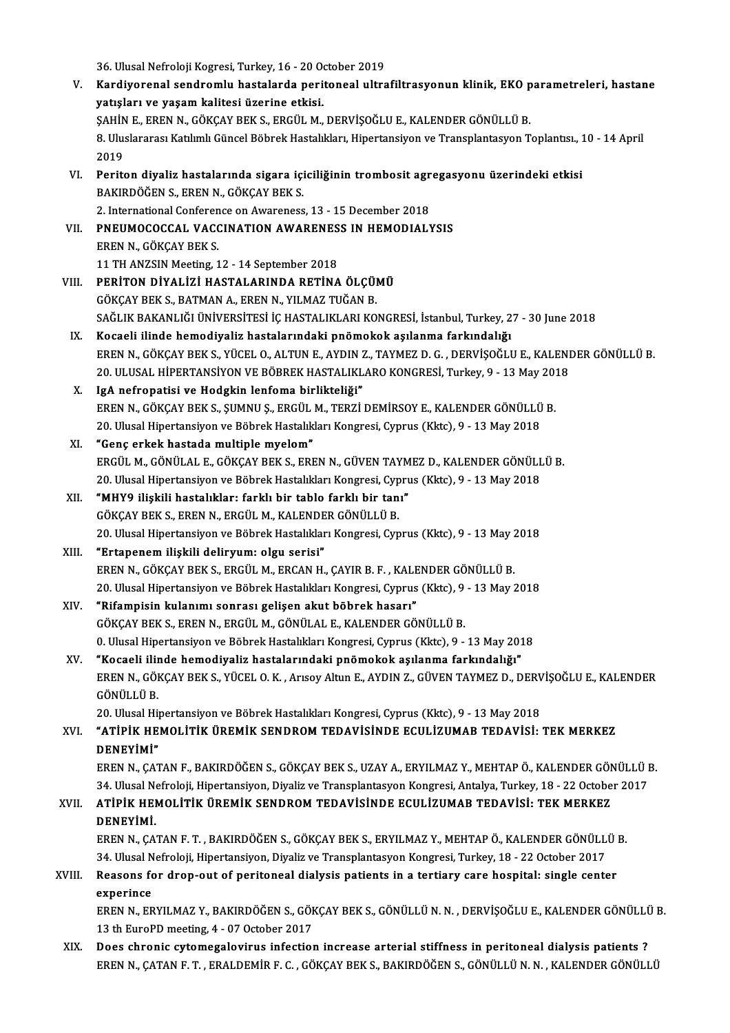36. Ulusal Nefroloji Kogresi, Turkey, 16 - 20 October 2019

V. **Kardiyorenal sendromlu hastalarda peritoneal ultrafiltrasyonun klinik, EKO parametreleri, hastane yatışları ve yaşam kalitesi üzerine etkisi.**
ŞAHİN E., EREN N., GÖKÇAY BEK S., ERGÜL M., DERVİŞOĞLU E., KALENDER GÖNÜLLÜ B.
8. Uluslararası Katılımlı Güncel Böbrek Hastalıkları, Hipertansiyon ve Transplantasyon Toplantısı., 10 - 14 April 2019

VI. **Periton diyaliz hastalarında sigara içiciliğinin trombosit agregasyonu üzerindeki etkisi**
BAKIRDÖĞEN S., EREN N., GÖKÇAY BEK S.
2. International Conference on Awareness, 13 - 15 December 2018

VII. **PNEUMOCOCCAL VACCINATION AWARENESS IN HEMODIALYSIS**
EREN N., GÖKÇAY BEK S.
11 TH ANZSIN Meeting, 12 - 14 September 2018

VIII. **PERİTON DİYALİZİ HASTALARINDA RETİNA ÖLÇÜMÜ**
GÖKÇAY BEK S., BATMAN A., EREN N., YILMAZ TUĞAN B.
SAĞLIK BAKANLIĞI ÜNİVERSİTESİ İÇ HASTALIKLARI KONGRESİ, İstanbul, Turkey, 27 - 30 June 2018

IX. **Kocaeli ilinde hemodiyaliz hastalarındaki pnömokok aşılanma farkındalığı**
EREN N., GÖKÇAY BEK S., YÜCEL O., ALTUN E., AYDIN Z., TAYMEZ D. G. , DERVİŞOĞLU E., KALENDER GÖNÜLLÜ B.
20. ULUSAL HİPERTANSİYON VE BÖBREK HASTALIKLARO KONGRESİ, Turkey, 9 - 13 May 2018

X. **IgA nefropatisi ve Hodgkin lenfoma birlikteliği"**
EREN N., GÖKÇAY BEK S., ŞUMNU Ş., ERGÜL M., TERZİ DEMİRSOY E., KALENDER GÖNÜLLÜ B.
20. Ulusal Hipertansiyon ve Böbrek Hastalıkları Kongresi, Cyprus (Kktc), 9 - 13 May 2018

XI. **"Genç erkek hastada multiple myelom"**
ERGÜL M., GÖNÜLAL E., GÖKÇAY BEK S., EREN N., GÜVEN TAYMEZ D., KALENDER GÖNÜLLÜ B.
20. Ulusal Hipertansiyon ve Böbrek Hastalıkları Kongresi, Cyprus (Kktc), 9 - 13 May 2018

XII. **"MHY9 ilişkili hastalıklar: farklı bir tablo farklı bir tanı"**
GÖKÇAY BEK S., EREN N., ERGÜL M., KALENDER GÖNÜLLÜ B.
20. Ulusal Hipertansiyon ve Böbrek Hastalıkları Kongresi, Cyprus (Kktc), 9 - 13 May 2018

XIII. **"Ertapenem ilişkili deliryum: olgu serisi"**
EREN N., GÖKÇAY BEK S., ERGÜL M., ERCAN H., ÇAYIR B. F. , KALENDER GÖNÜLLÜ B.
20. Ulusal Hipertansiyon ve Böbrek Hastalıkları Kongresi, Cyprus (Kktc), 9 - 13 May 2018

XIV. **"Rifampisin kulanımı sonrası gelişen akut böbrek hasarı"**
GÖKÇAY BEK S., EREN N., ERGÜL M., GÖNÜLAL E., KALENDER GÖNÜLLÜ B.
0. Ulusal Hipertansiyon ve Böbrek Hastalıkları Kongresi, Cyprus (Kktc), 9 - 13 May 2018

XV. **"Kocaeli ilinde hemodiyaliz hastalarındaki pnömokok aşılanma farkındalığı"**
EREN N., GÖKÇAY BEK S., YÜCEL O. K. , Arısoy Altun E., AYDIN Z., GÜVEN TAYMEZ D., DERVİŞOĞLU E., KALENDER GÖNÜLLÜ B.
20. Ulusal Hipertansiyon ve Böbrek Hastalıkları Kongresi, Cyprus (Kktc), 9 - 13 May 2018

XVI. **"ATİPİK HEMOLİTİK ÜREMİK SENDROM TEDAVİSİNDE ECULİZUMAB TEDAVİSİ: TEK MERKEZ DENEYİMİ"**
EREN N., ÇATAN F., BAKIRDÖĞEN S., GÖKÇAY BEK S., UZAY A., ERYILMAZ Y., MEHTAP Ö., KALENDER GÖNÜLLÜ B.
34. Ulusal Nefroloji, Hipertansiyon, Diyaliz ve Transplantasyon Kongresi, Antalya, Turkey, 18 - 22 October 2017

XVII. **ATİPİK HEMOLİTİK ÜREMİK SENDROM TEDAVİSİNDE ECULİZUMAB TEDAVİSİ: TEK MERKEZ DENEYİMİ.**
EREN N., ÇATAN F. T. , BAKIRDÖĞEN S., GÖKÇAY BEK S., ERYILMAZ Y., MEHTAP Ö., KALENDER GÖNÜLLÜ B.
34. Ulusal Nefroloji, Hipertansiyon, Diyaliz ve Transplantasyon Kongresi, Turkey, 18 - 22 October 2017

XVIII. **Reasons for drop-out of peritoneal dialysis patients in a tertiary care hospital: single center experince**
EREN N., ERYILMAZ Y., BAKIRDÖĞEN S., GÖKÇAY BEK S., GÖNÜLLÜ N. N. , DERVİŞOĞLU E., KALENDER GÖNÜLLÜ B.
13 th EuroPD meeting, 4 - 07 October 2017

XIX. **Does chronic cytomegalovirus infection increase arterial stiffness in peritoneal dialysis patients ?**
EREN N., ÇATAN F. T. , ERALDEMİR F. C. , GÖKÇAY BEK S., BAKIRDÖĞEN S., GÖNÜLLÜ N. N. , KALENDER GÖNÜLLÜ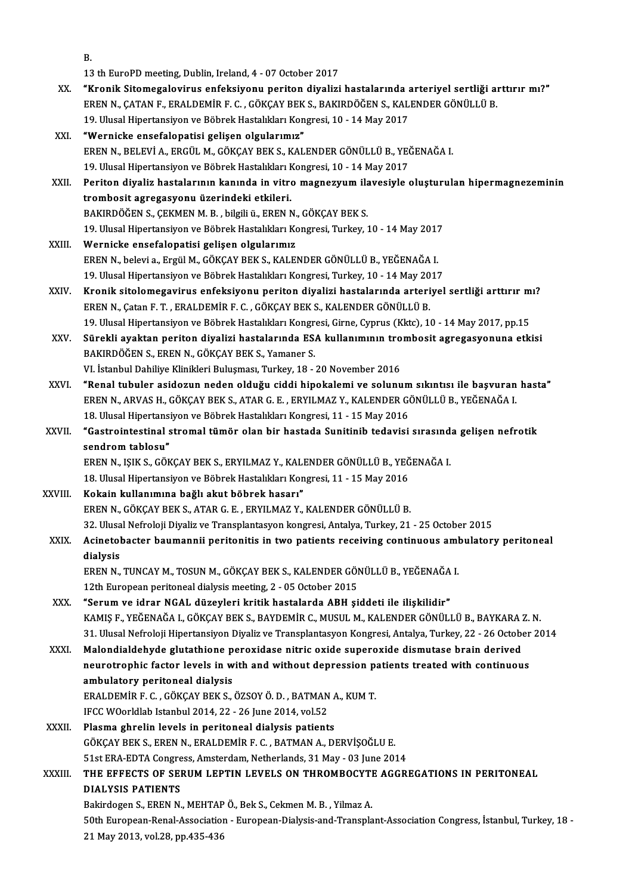B.
13 th EuroPD meeting, Dublin, Ireland, 4 - 07 October 2017

XX. **“Kronik Sitomegalovirus enfeksiyonu periton diyalizi hastalarında arteriyel sertliği arttırır mı?”**
EREN N., ÇATAN F., ERALDEMİR F. C. , GÖKÇAY BEK S., BAKIRDÖĞEN S., KALENDER GÖNÜLLÜ B.
19. Ulusal Hipertansiyon ve Böbrek Hastalıkları Kongresi, 10 - 14 May 2017

XXI. **“Wernicke ensefalopatisi gelişen olgularımız”**
EREN N., BELEVİ A., ERGÜL M., GÖKÇAY BEK S., KALENDER GÖNÜLLÜ B., YEĞENAĞA I.
19. Ulusal Hipertansiyon ve Böbrek Hastalıkları Kongresi, 10 - 14 May 2017

XXII. **Periton diyaliz hastalarının kanında in vitro magnezyum ilavesiyle oluşturulan hipermagnezeminin trombosit agregasyonu üzerindeki etkileri.**
BAKIRDÖĞEN S., ÇEKMEN M. B. , bilgili ü., EREN N., GÖKÇAY BEK S.
19. Ulusal Hipertansiyon ve Böbrek Hastalıkları Kongresi, Turkey, 10 - 14 May 2017

XXIII. **Wernicke ensefalopatisi gelişen olgularımız**
EREN N., belevi a., Ergül M., GÖKÇAY BEK S., KALENDER GÖNÜLLÜ B., YEĞENAĞA I.
19. Ulusal Hipertansiyon ve Böbrek Hastalıkları Kongresi, Turkey, 10 - 14 May 2017

XXIV. **Kronik sitolomegavirus enfeksiyonu periton diyalizi hastalarında arteriyel sertliği arttırır mı?**
EREN N., Çatan F. T. , ERALDEMİR F. C. , GÖKÇAY BEK S., KALENDER GÖNÜLLÜ B.
19. Ulusal Hipertansiyon ve Böbrek Hastalıkları Kongresi, Girne, Cyprus (Kktc), 10 - 14 May 2017, pp.15

XXV. **Sürekli ayaktan periton diyalizi hastalarında ESA kullanımının trombosit agregasyonuna etkisi**
BAKIRDÖĞEN S., EREN N., GÖKÇAY BEK S., Yamaner S.
VI. İstanbul Dahiliye Klinikleri Buluşması, Turkey, 18 - 20 November 2016

XXVI. **“Renal tubuler asidozun neden olduğu ciddi hipokalemi ve solunum sıkıntısı ile başvuran hasta”**
EREN N., ARVAS H., GÖKÇAY BEK S., ATAR G. E. , ERYILMAZ Y., KALENDER GÖNÜLLÜ B., YEĞENAĞA I.
18. Ulusal Hipertansiyon ve Böbrek Hastalıkları Kongresi, 11 - 15 May 2016

XXVII. **“Gastrointestinal stromal tümör olan bir hastada Sunitinib tedavisi sırasında gelişen nefrotik sendrom tablosu”**
EREN N., IŞIK S., GÖKÇAY BEK S., ERYILMAZ Y., KALENDER GÖNÜLLÜ B., YEĞENAĞA I.
18. Ulusal Hipertansiyon ve Böbrek Hastalıkları Kongresi, 11 - 15 May 2016

XXVIII. **Kokain kullanımına bağlı akut böbrek hasarı”**
EREN N., GÖKÇAY BEK S., ATAR G. E. , ERYILMAZ Y., KALENDER GÖNÜLLÜ B.
32. Ulusal Nefroloji Diyaliz ve Transplantasyon kongresi, Antalya, Turkey, 21 - 25 October 2015

XXIX. **Acinetobacter baumannii peritonitis in two patients receiving continuous ambulatory peritoneal dialysis**
EREN N., TUNCAY M., TOSUN M., GÖKÇAY BEK S., KALENDER GÖNÜLLÜ B., YEĞENAĞA I.
12th European peritoneal dialysis meeting, 2 - 05 October 2015

XXX. **“Serum ve idrar NGAL düzeyleri kritik hastalarda ABH şiddeti ile ilişkilidir”**
KAMIŞ F., YEĞENAĞA I., GÖKÇAY BEK S., BAYDEMİR C., MUSUL M., KALENDER GÖNÜLLÜ B., BAYKARA Z. N.
31. Ulusal Nefroloji Hipertansiyon Diyaliz ve Transplantasyon Kongresi, Antalya, Turkey, 22 - 26 October 2014

XXXI. **Malondialdehyde glutathione peroxidase nitric oxide superoxide dismutase brain derived neurotrophic factor levels in with and without depression patients treated with continuous ambulatory peritoneal dialysis**
ERALDEMİR F. C. , GÖKÇAY BEK S., ÖZSOY Ö. D. , BATMAN A., KUM T.
IFCC WOorldlab Istanbul 2014, 22 - 26 June 2014, vol.52

XXXII. **Plasma ghrelin levels in peritoneal dialysis patients**
GÖKÇAY BEK S., EREN N., ERALDEMİR F. C. , BATMAN A., DERVİŞOĞLU E.
51st ERA-EDTA Congress, Amsterdam, Netherlands, 31 May - 03 June 2014

XXXIII. **THE EFFECTS OF SERUM LEPTIN LEVELS ON THROMBOCYTE AGGREGATIONS IN PERITONEAL DIALYSIS PATIENTS**
Bakirdogen S., EREN N., MEHTAP Ö., Bek S., Cekmen M. B. , Yilmaz A.
50th European-Renal-Association - European-Dialysis-and-Transplant-Association Congress, İstanbul, Turkey, 18 - 21 May 2013, vol.28, pp.435-436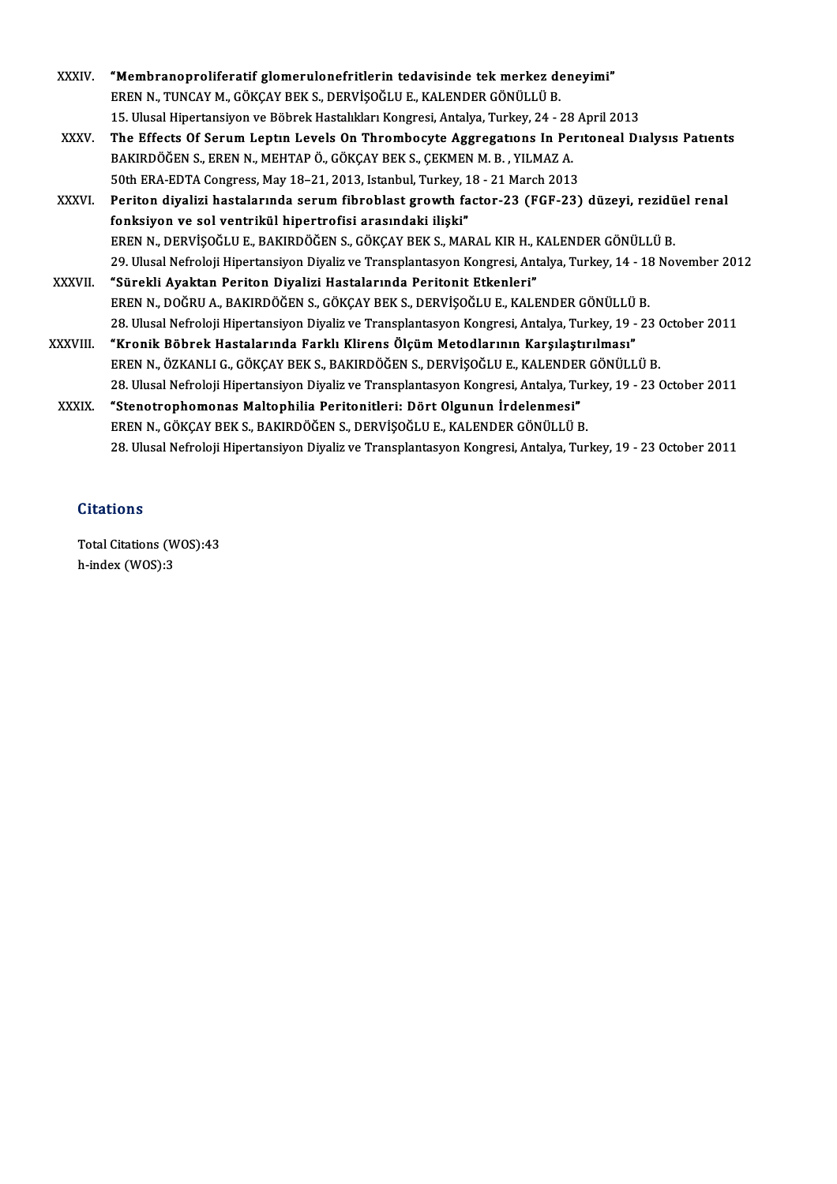XXXIV. **"Membranoproliferatif glomerulonefritlerin tedavisinde tek merkez deneyimi"**
EREN N., TUNCAY M., GÖKÇAY BEK S., DERVİŞOĞLU E., KALENDER GÖNÜLLÜ B.
15. Ulusal Hipertansiyon ve Böbrek Hastalıkları Kongresi, Antalya, Turkey, 24 - 28 April 2013

XXXV. **The Effects Of Serum Leptın Levels On Thrombocyte Aggregatıons In Perıtoneal Dıalysıs Patıents**
BAKIRDÖĞEN S., EREN N., MEHTAP Ö., GÖKÇAY BEK S., ÇEKMEN M. B. , YILMAZ A.
50th ERA-EDTA Congress, May 18–21, 2013, Istanbul, Turkey, 18 - 21 March 2013

XXXVI. **Periton diyalizi hastalarında serum fibroblast growth factor-23 (FGF-23) düzeyi, rezidüel renal fonksiyon ve sol ventrikül hipertrofisi arasındaki ilişki"**
EREN N., DERVİŞOĞLU E., BAKIRDÖĞEN S., GÖKÇAY BEK S., MARAL KIR H., KALENDER GÖNÜLLÜ B.
29. Ulusal Nefroloji Hipertansiyon Diyaliz ve Transplantasyon Kongresi, Antalya, Turkey, 14 - 18 November 2012

XXXVII. **"Sürekli Ayaktan Periton Diyalizi Hastalarında Peritonit Etkenleri"**
EREN N., DOĞRU A., BAKIRDÖĞEN S., GÖKÇAY BEK S., DERVİŞOĞLU E., KALENDER GÖNÜLLÜ B.
28. Ulusal Nefroloji Hipertansiyon Diyaliz ve Transplantasyon Kongresi, Antalya, Turkey, 19 - 23 October 2011

XXXVIII. **"Kronik Böbrek Hastalarında Farklı Klirens Ölçüm Metodlarının Karşılaştırılması"**
EREN N., ÖZKANLI G., GÖKÇAY BEK S., BAKIRDÖĞEN S., DERVİŞOĞLU E., KALENDER GÖNÜLLÜ B.
28. Ulusal Nefroloji Hipertansiyon Diyaliz ve Transplantasyon Kongresi, Antalya, Turkey, 19 - 23 October 2011

XXXIX. **"Stenotrophomonas Maltophilia Peritonitleri: Dört Olgunun İrdelenmesi"**
EREN N., GÖKÇAY BEK S., BAKIRDÖĞEN S., DERVİŞOĞLU E., KALENDER GÖNÜLLÜ B.
28. Ulusal Nefroloji Hipertansiyon Diyaliz ve Transplantasyon Kongresi, Antalya, Turkey, 19 - 23 October 2011

## Citations

Total Citations (WOS):43
h-index (WOS):3